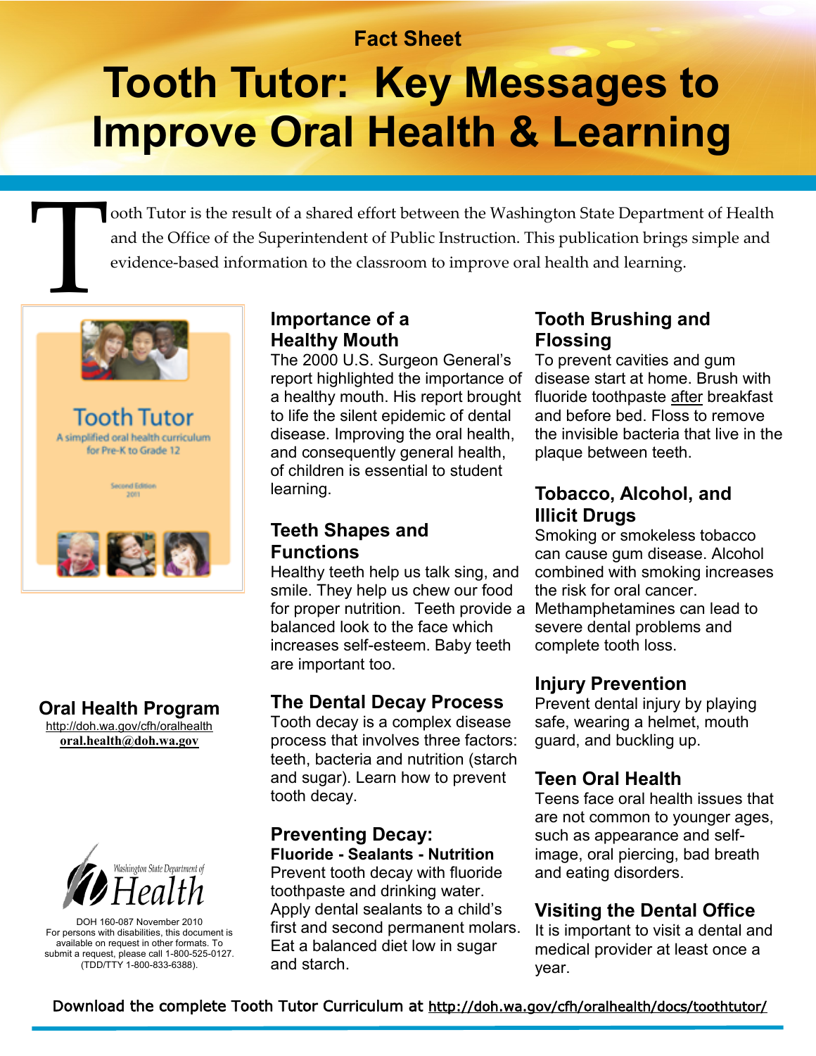Fact Sheet

# Tooth Tutor: Key Messages to Improve Oral Health & Learning

Tooth Tutor is the result of a shared effort between the Washington State Department of Health and the Office of the Superintendent of Public Instruction. This publication brings simple and evidence-based information to the classroom to improve oral health and learning.

Tooth Tutor

A simplified oral health curriculum for Pre-K to Grade 12

Second Edition 2011

## Importance of a Healthy Mouth

The 2000 U.S. Surgeon General's report highlighted the importance of a healthy mouth. His report brought to life the silent epidemic of dental disease. Improving the oral health, and consequently general health, of children is essential to student learning.

## Teeth Shapes and Functions

Healthy teeth help us talk sing, and smile. They help us chew our food for proper nutrition. Teeth provide a balanced look to the face which increases self-esteem. Baby teeth are important too.

## The Dental Decay Process

Tooth decay is a complex disease process that involves three factors: teeth, bacteria and nutrition (starch and sugar). Learn how to prevent tooth decay.

## Preventing Decay:

**Fluoride - Sealants - Nutrition**

Prevent tooth decay with fluoride toothpaste and drinking water. Apply dental sealants to a child's first and second permanent molars. Eat a balanced diet low in sugar and starch.

## Tooth Brushing and Flossing

To prevent cavities and gum disease start at home. Brush with fluoride toothpaste after breakfast and before bed. Floss to remove the invisible bacteria that live in the plaque between teeth.

## Tobacco, Alcohol, and Illicit Drugs

Smoking or smokeless tobacco can cause gum disease. Alcohol combined with smoking increases the risk for oral cancer. Methamphetamines can lead to severe dental problems and complete tooth loss.

## Injury Prevention

Prevent dental injury by playing safe, wearing a helmet, mouth guard, and buckling up.

## Teen Oral Health

Teens face oral health issues that are not common to younger ages, such as appearance and self-image, oral piercing, bad breath and eating disorders.

## Visiting the Dental Office

It is important to visit a dental and medical provider at least once a year.

## Oral Health Program

http://doh.wa.gov/cfh/oralhealth

**oral.health@doh.wa.gov**

Washington State Department of Health

DOH 160-087 November 2010

For persons with disabilities, this document is available on request in other formats. To submit a request, please call 1-800-525-0127. (TDD/TTY 1-800-833-6388).

Download the complete Tooth Tutor Curriculum at http://doh.wa.gov/cfh/oralhealth/docs/toothtutor/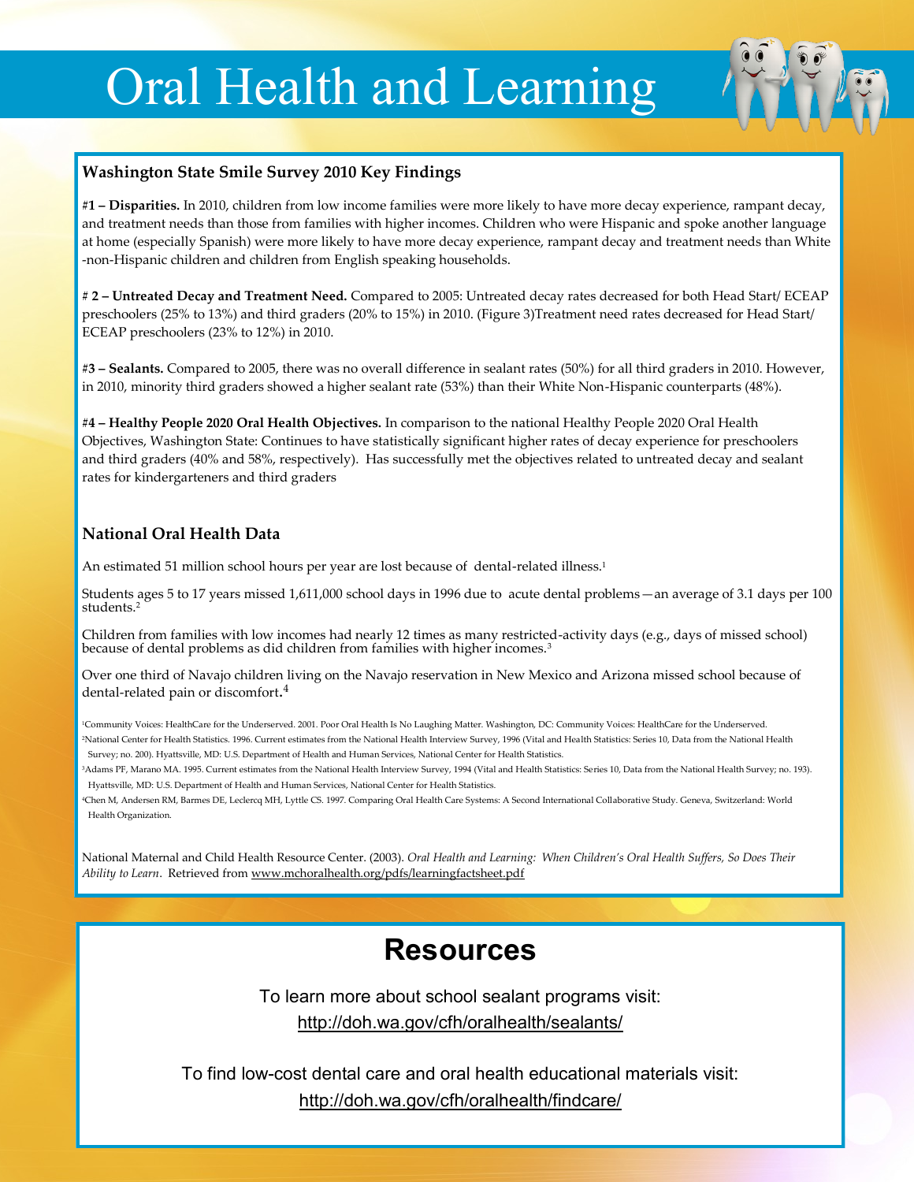# Oral Health and Learning

### Washington State Smile Survey 2010 Key Findings

#**1 – Disparities.** In 2010, children from low income families were more likely to have more decay experience, rampant decay, and treatment needs than those from families with higher incomes. Children who were Hispanic and spoke another language at home (especially Spanish) were more likely to have more decay experience, rampant decay and treatment needs than White -non-Hispanic children and children from English speaking households.

# **2 – Untreated Decay and Treatment Need.** Compared to 2005: Untreated decay rates decreased for both Head Start/ ECEAP preschoolers (25% to 13%) and third graders (20% to 15%) in 2010. (Figure 3)Treatment need rates decreased for Head Start/ ECEAP preschoolers (23% to 12%) in 2010.

#**3 – Sealants.** Compared to 2005, there was no overall difference in sealant rates (50%) for all third graders in 2010. However, in 2010, minority third graders showed a higher sealant rate (53%) than their White Non-Hispanic counterparts (48%).

#**4 – Healthy People 2020 Oral Health Objectives.** In comparison to the national Healthy People 2020 Oral Health Objectives, Washington State: Continues to have statistically significant higher rates of decay experience for preschoolers and third graders (40% and 58%, respectively). Has successfully met the objectives related to untreated decay and sealant rates for kindergarteners and third graders

### National Oral Health Data

An estimated 51 million school hours per year are lost because of dental-related illness.[1]

Students ages 5 to 17 years missed 1,611,000 school days in 1996 due to acute dental problems—an average of 3.1 days per 100 students.[2]

Children from families with low incomes had nearly 12 times as many restricted-activity days (e.g., days of missed school) because of dental problems as did children from families with higher incomes.[3]

Over one third of Navajo children living on the Navajo reservation in New Mexico and Arizona missed school because of dental-related pain or discomfort.[4]

[1]Community Voices: HealthCare for the Underserved. 2001. Poor Oral Health Is No Laughing Matter. Washington, DC: Community Voices: HealthCare for the Underserved.
[2]National Center for Health Statistics. 1996. Current estimates from the National Health Interview Survey, 1996 (Vital and Health Statistics: Series 10, Data from the National Health Survey; no. 200). Hyattsville, MD: U.S. Department of Health and Human Services, National Center for Health Statistics.
[3]Adams PF, Marano MA. 1995. Current estimates from the National Health Interview Survey, 1994 (Vital and Health Statistics: Series 10, Data from the National Health Survey; no. 193). Hyattsville, MD: U.S. Department of Health and Human Services, National Center for Health Statistics.
[4]Chen M, Andersen RM, Barmes DE, Leclercq MH, Lyttle CS. 1997. Comparing Oral Health Care Systems: A Second International Collaborative Study. Geneva, Switzerland: World Health Organization.

National Maternal and Child Health Resource Center. (2003). *Oral Health and Learning: When Children's Oral Health Suffers, So Does Their Ability to Learn*. Retrieved from www.mchoralhealth.org/pdfs/learningfactsheet.pdf

## Resources

To learn more about school sealant programs visit:
http://doh.wa.gov/cfh/oralhealth/sealants/

To find low-cost dental care and oral health educational materials visit:
http://doh.wa.gov/cfh/oralhealth/findcare/